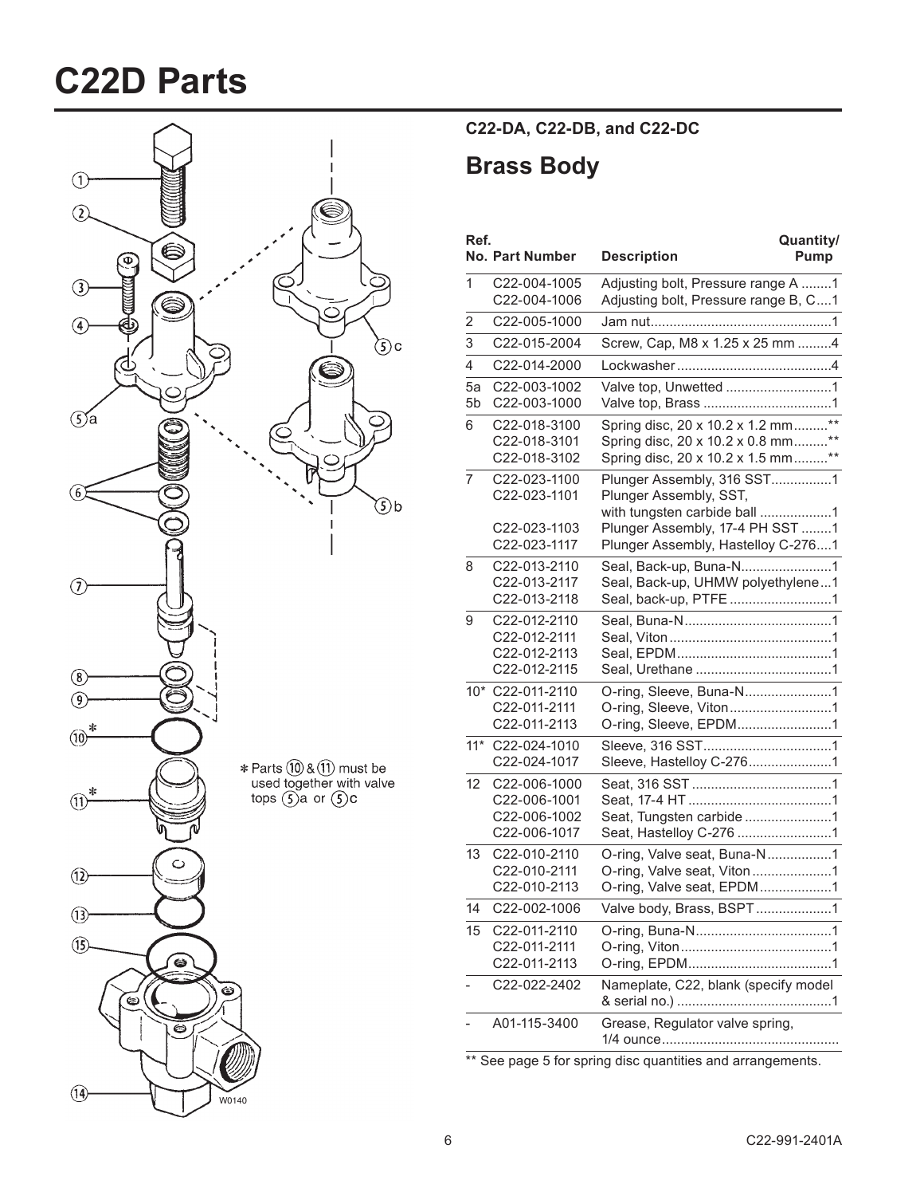# C22D Parts

## C22-DA, C22-DB, and C22-DC

## Brass Body

| Ref. No. | Part Number | Description | Quantity/ Pump |
|---|---|---|---|
| 1 | C22-004-1005 | Adjusting bolt, Pressure range A | 1 |
| | C22-004-1006 | Adjusting bolt, Pressure range B, C | 1 |
| 2 | C22-005-1000 | Jam nut | 1 |
| 3 | C22-015-2004 | Screw, Cap, M8 x 1.25 x 25 mm | 4 |
| 4 | C22-014-2000 | Lockwasher | 4 |
| 5a | C22-003-1002 | Valve top, Unwetted | 1 |
| 5b | C22-003-1000 | Valve top, Brass | 1 |
| 6 | C22-018-3100 | Spring disc, 20 x 10.2 x 1.2 mm | ** |
| | C22-018-3101 | Spring disc, 20 x 10.2 x 0.8 mm | ** |
| | C22-018-3102 | Spring disc, 20 x 10.2 x 1.5 mm | ** |
| 7 | C22-023-1100 | Plunger Assembly, 316 SST | 1 |
| | C22-023-1101 | Plunger Assembly, SST, with tungsten carbide ball | 1 |
| | C22-023-1103 | Plunger Assembly, 17-4 PH SST | 1 |
| | C22-023-1117 | Plunger Assembly, Hastelloy C-276 | 1 |
| 8 | C22-013-2110 | Seal, Back-up, Buna-N | 1 |
| | C22-013-2117 | Seal, Back-up, UHMW polyethylene | 1 |
| | C22-013-2118 | Seal, back-up, PTFE | 1 |
| 9 | C22-012-2110 | Seal, Buna-N | 1 |
| | C22-012-2111 | Seal, Viton | 1 |
| | C22-012-2113 | Seal, EPDM | 1 |
| | C22-012-2115 | Seal, Urethane | 1 |
| 10* | C22-011-2110 | O-ring, Sleeve, Buna-N | 1 |
| | C22-011-2111 | O-ring, Sleeve, Viton | 1 |
| | C22-011-2113 | O-ring, Sleeve, EPDM | 1 |
| 11* | C22-024-1010 | Sleeve, 316 SST | 1 |
| | C22-024-1017 | Sleeve, Hastelloy C-276 | 1 |
| 12 | C22-006-1000 | Seat, 316 SST | 1 |
| | C22-006-1001 | Seat, 17-4 HT | 1 |
| | C22-006-1002 | Seat, Tungsten carbide | 1 |
| | C22-006-1017 | Seat, Hastelloy C-276 | 1 |
| 13 | C22-010-2110 | O-ring, Valve seat, Buna-N | 1 |
| | C22-010-2111 | O-ring, Valve seat, Viton | 1 |
| | C22-010-2113 | O-ring, Valve seat, EPDM | 1 |
| 14 | C22-002-1006 | Valve body, Brass, BSPT | 1 |
| 15 | C22-011-2110 | O-ring, Buna-N | 1 |
| | C22-011-2111 | O-ring, Viton | 1 |
| | C22-011-2113 | O-ring, EPDM | 1 |
| - | C22-022-2402 | Nameplate, C22, blank (specify model & serial no.) | 1 |
| - | A01-115-3400 | Grease, Regulator valve spring, 1/4 ounce | |

** See page 5 for spring disc quantities and arrangements.

* Parts (10) & (11) must be used together with valve tops (5)a or (5)c

W0140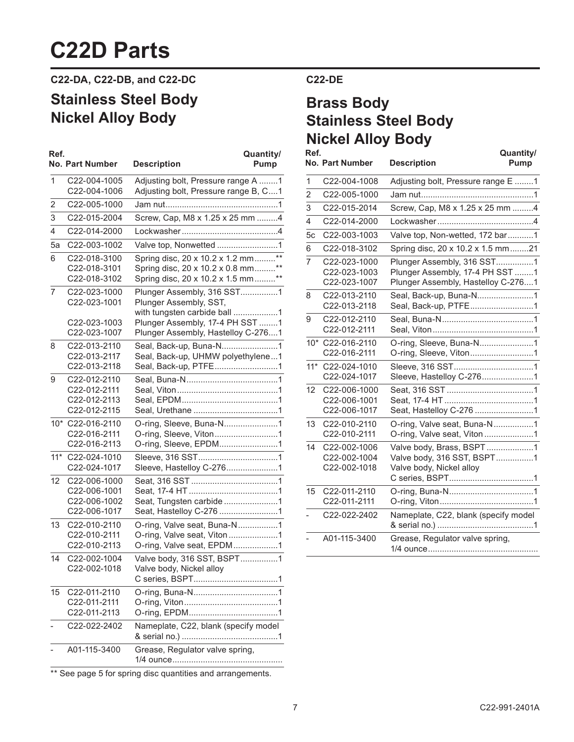# C22D Parts

## C22-DA, C22-DB, and C22-DC

## Stainless Steel Body
## Nickel Alloy Body

| Ref. No. | Part Number | Description | Quantity/ Pump |
|---|---|---|---|
| 1 | C22-004-1005 | Adjusting bolt, Pressure range A | 1 |
| | C22-004-1006 | Adjusting bolt, Pressure range B, C | 1 |
| 2 | C22-005-1000 | Jam nut | 1 |
| 3 | C22-015-2004 | Screw, Cap, M8 x 1.25 x 25 mm | 4 |
| 4 | C22-014-2000 | Lockwasher | 4 |
| 5a | C22-003-1002 | Valve top, Nonwetted | 1 |
| 6 | C22-018-3100 | Spring disc, 20 x 10.2 x 1.2 mm | ** |
| | C22-018-3101 | Spring disc, 20 x 10.2 x 0.8 mm | ** |
| | C22-018-3102 | Spring disc, 20 x 10.2 x 1.5 mm | ** |
| 7 | C22-023-1000 | Plunger Assembly, 316 SST | 1 |
| | C22-023-1001 | Plunger Assembly, SST, with tungsten carbide ball | 1 |
| | C22-023-1003 | Plunger Assembly, 17-4 PH SST | 1 |
| | C22-023-1007 | Plunger Assembly, Hastelloy C-276 | 1 |
| 8 | C22-013-2110 | Seal, Back-up, Buna-N | 1 |
| | C22-013-2117 | Seal, Back-up, UHMW polyethylene | 1 |
| | C22-013-2118 | Seal, Back-up, PTFE | 1 |
| 9 | C22-012-2110 | Seal, Buna-N | 1 |
| | C22-012-2111 | Seal, Viton | 1 |
| | C22-012-2113 | Seal, EPDM | 1 |
| | C22-012-2115 | Seal, Urethane | 1 |
| 10* | C22-016-2110 | O-ring, Sleeve, Buna-N | 1 |
| | C22-016-2111 | O-ring, Sleeve, Viton | 1 |
| | C22-016-2113 | O-ring, Sleeve, EPDM | 1 |
| 11* | C22-024-1010 | Sleeve, 316 SST | 1 |
| | C22-024-1017 | Sleeve, Hastelloy C-276 | 1 |
| 12 | C22-006-1000 | Seat, 316 SST | 1 |
| | C22-006-1001 | Seat, 17-4 HT | 1 |
| | C22-006-1002 | Seat, Tungsten carbide | 1 |
| | C22-006-1017 | Seat, Hastelloy C-276 | 1 |
| 13 | C22-010-2110 | O-ring, Valve seat, Buna-N | 1 |
| | C22-010-2111 | O-ring, Valve seat, Viton | 1 |
| | C22-010-2113 | O-ring, Valve seat, EPDM | 1 |
| 14 | C22-002-1004 | Valve body, 316 SST, BSPT | 1 |
| | C22-002-1018 | Valve body, Nickel alloy C series, BSPT | 1 |
| 15 | C22-011-2110 | O-ring, Buna-N | 1 |
| | C22-011-2111 | O-ring, Viton | 1 |
| | C22-011-2113 | O-ring, EPDM | 1 |
| - | C22-022-2402 | Nameplate, C22, blank (specify model & serial no.) | 1 |
| - | A01-115-3400 | Grease, Regulator valve spring, 1/4 ounce | |

** See page 5 for spring disc quantities and arrangements.

## C22-DE

## Brass Body
## Stainless Steel Body
## Nickel Alloy Body

| Ref. No. | Part Number | Description | Quantity/ Pump |
|---|---|---|---|
| 1 | C22-004-1008 | Adjusting bolt, Pressure range E | 1 |
| 2 | C22-005-1000 | Jam nut | 1 |
| 3 | C22-015-2014 | Screw, Cap, M8 x 1.25 x 25 mm | 4 |
| 4 | C22-014-2000 | Lockwasher | 4 |
| 5c | C22-003-1003 | Valve top, Non-wetted, 172 bar | 1 |
| 6 | C22-018-3102 | Spring disc, 20 x 10.2 x 1.5 mm | 21 |
| 7 | C22-023-1000 | Plunger Assembly, 316 SST | 1 |
| | C22-023-1003 | Plunger Assembly, 17-4 PH SST | 1 |
| | C22-023-1007 | Plunger Assembly, Hastelloy C-276 | 1 |
| 8 | C22-013-2110 | Seal, Back-up, Buna-N | 1 |
| | C22-013-2118 | Seal, Back-up, PTFE | 1 |
| 9 | C22-012-2110 | Seal, Buna-N | 1 |
| | C22-012-2111 | Seal, Viton | 1 |
| 10* | C22-016-2110 | O-ring, Sleeve, Buna-N | 1 |
| | C22-016-2111 | O-ring, Sleeve, Viton | 1 |
| 11* | C22-024-1010 | Sleeve, 316 SST | 1 |
| | C22-024-1017 | Sleeve, Hastelloy C-276 | 1 |
| 12 | C22-006-1000 | Seat, 316 SST | 1 |
| | C22-006-1001 | Seat, 17-4 HT | 1 |
| | C22-006-1017 | Seat, Hastelloy C-276 | 1 |
| 13 | C22-010-2110 | O-ring, Valve seat, Buna-N | 1 |
| | C22-010-2111 | O-ring, Valve seat, Viton | 1 |
| 14 | C22-002-1006 | Valve body, Brass, BSPT | 1 |
| | C22-002-1004 | Valve body, 316 SST, BSPT | 1 |
| | C22-002-1018 | Valve body, Nickel alloy C series, BSPT | 1 |
| 15 | C22-011-2110 | O-ring, Buna-N | 1 |
| | C22-011-2111 | O-ring, Viton | 1 |
| - | C22-022-2402 | Nameplate, C22, blank (specify model & serial no.) | 1 |
| - | A01-115-3400 | Grease, Regulator valve spring, 1/4 ounce | |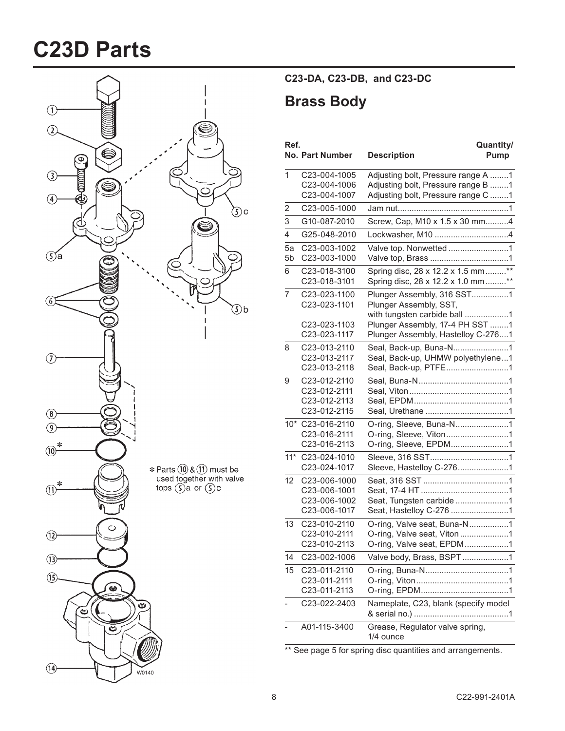# C23D Parts

* Parts (10) & (11) must be used together with valve tops (5)a or (5)c

W0140

**C23-DA, C23-DB, and C23-DC**

## Brass Body

| Ref. No. | Part Number | Description | Quantity/ Pump |
|---|---|---|---|
| 1 | C23-004-1005 | Adjusting bolt, Pressure range A | 1 |
| | C23-004-1006 | Adjusting bolt, Pressure range B | 1 |
| | C23-004-1007 | Adjusting bolt, Pressure range C | 1 |
| 2 | C23-005-1000 | Jam nut | 1 |
| 3 | G10-087-2010 | Screw, Cap, M10 x 1.5 x 30 mm | 4 |
| 4 | G25-048-2010 | Lockwasher, M10 | 4 |
| 5a | C23-003-1002 | Valve top. Nonwetted | 1 |
| 5b | C23-003-1000 | Valve top, Brass | 1 |
| 6 | C23-018-3100 | Spring disc, 28 x 12.2 x 1.5 mm | ** |
| | C23-018-3101 | Spring disc, 28 x 12.2 x 1.0 mm | ** |
| 7 | C23-023-1100 | Plunger Assembly, 316 SST | 1 |
| | C23-023-1101 | Plunger Assembly, SST, with tungsten carbide ball | 1 |
| | C23-023-1103 | Plunger Assembly, 17-4 PH SST | 1 |
| | C23-023-1117 | Plunger Assembly, Hastelloy C-276 | 1 |
| 8 | C23-013-2110 | Seal, Back-up, Buna-N | 1 |
| | C23-013-2117 | Seal, Back-up, UHMW polyethylene | 1 |
| | C23-013-2118 | Seal, Back-up, PTFE | 1 |
| 9 | C23-012-2110 | Seal, Buna-N | 1 |
| | C23-012-2111 | Seal, Viton | 1 |
| | C23-012-2113 | Seal, EPDM | 1 |
| | C23-012-2115 | Seal, Urethane | 1 |
| 10* | C23-016-2110 | O-ring, Sleeve, Buna-N | 1 |
| | C23-016-2111 | O-ring, Sleeve, Viton | 1 |
| | C23-016-2113 | O-ring, Sleeve, EPDM | 1 |
| 11* | C23-024-1010 | Sleeve, 316 SST | 1 |
| | C23-024-1017 | Sleeve, Hastelloy C-276 | 1 |
| 12 | C23-006-1000 | Seat, 316 SST | 1 |
| | C23-006-1001 | Seat, 17-4 HT | 1 |
| | C23-006-1002 | Seat, Tungsten carbide | 1 |
| | C23-006-1017 | Seat, Hastelloy C-276 | 1 |
| 13 | C23-010-2110 | O-ring, Valve seat, Buna-N | 1 |
| | C23-010-2111 | O-ring, Valve seat, Viton | 1 |
| | C23-010-2113 | O-ring, Valve seat, EPDM | 1 |
| 14 | C23-002-1006 | Valve body, Brass, BSPT | 1 |
| 15 | C23-011-2110 | O-ring, Buna-N | 1 |
| | C23-011-2111 | O-ring, Viton | 1 |
| | C23-011-2113 | O-ring, EPDM | 1 |
| - | C23-022-2403 | Nameplate, C23, blank (specify model & serial no.) | 1 |
| - | A01-115-3400 | Grease, Regulator valve spring, 1/4 ounce | |

** See page 5 for spring disc quantities and arrangements.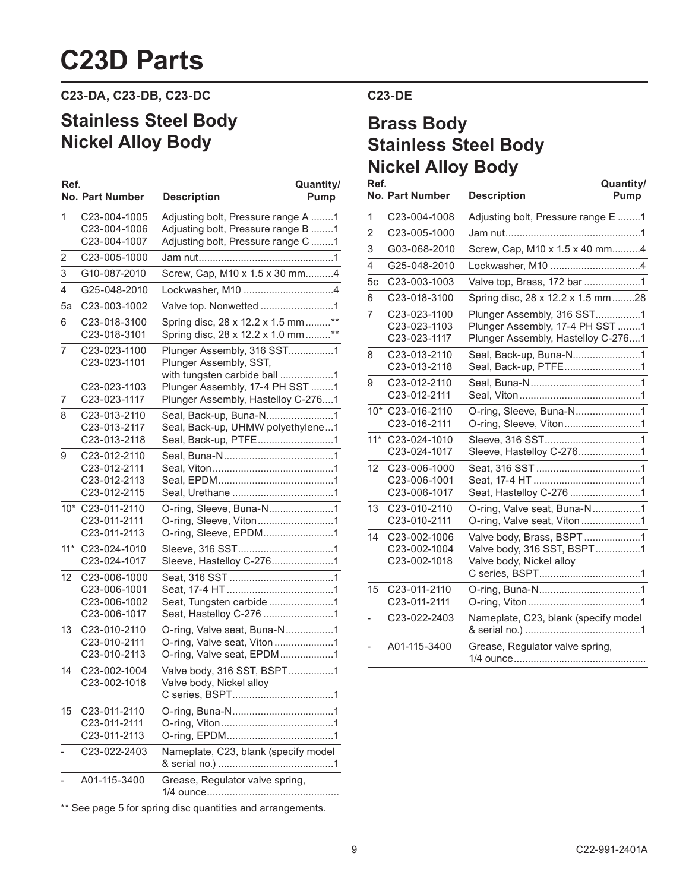# C23D Parts

## C23-DA, C23-DB, C23-DC

## Stainless Steel Body
## Nickel Alloy Body

| Ref. No. | Part Number | Description | Quantity/ Pump |
|---|---|---|---|
| 1 | C23-004-1005 | Adjusting bolt, Pressure range A | 1 |
| | C23-004-1006 | Adjusting bolt, Pressure range B | 1 |
| | C23-004-1007 | Adjusting bolt, Pressure range C | 1 |
| 2 | C23-005-1000 | Jam nut | 1 |
| 3 | G10-087-2010 | Screw, Cap, M10 x 1.5 x 30 mm | 4 |
| 4 | G25-048-2010 | Lockwasher, M10 | 4 |
| 5a | C23-003-1002 | Valve top. Nonwetted | 1 |
| 6 | C23-018-3100 | Spring disc, 28 x 12.2 x 1.5 mm | ** |
| | C23-018-3101 | Spring disc, 28 x 12.2 x 1.0 mm | ** |
| 7 | C23-023-1100 | Plunger Assembly, 316 SST | 1 |
| | C23-023-1101 | Plunger Assembly, SST, with tungsten carbide ball | 1 |
| | C23-023-1103 | Plunger Assembly, 17-4 PH SST | 1 |
| 7 | C23-023-1117 | Plunger Assembly, Hastelloy C-276 | 1 |
| 8 | C23-013-2110 | Seal, Back-up, Buna-N | 1 |
| | C23-013-2117 | Seal, Back-up, UHMW polyethylene | 1 |
| | C23-013-2118 | Seal, Back-up, PTFE | 1 |
| 9 | C23-012-2110 | Seal, Buna-N | 1 |
| | C23-012-2111 | Seal, Viton | 1 |
| | C23-012-2113 | Seal, EPDM | 1 |
| | C23-012-2115 | Seal, Urethane | 1 |
| 10* | C23-011-2110 | O-ring, Sleeve, Buna-N | 1 |
| | C23-011-2111 | O-ring, Sleeve, Viton | 1 |
| | C23-011-2113 | O-ring, Sleeve, EPDM | 1 |
| 11* | C23-024-1010 | Sleeve, 316 SST | 1 |
| | C23-024-1017 | Sleeve, Hastelloy C-276 | 1 |
| 12 | C23-006-1000 | Seat, 316 SST | 1 |
| | C23-006-1001 | Seat, 17-4 HT | 1 |
| | C23-006-1002 | Seat, Tungsten carbide | 1 |
| | C23-006-1017 | Seat, Hastelloy C-276 | 1 |
| 13 | C23-010-2110 | O-ring, Valve seat, Buna-N | 1 |
| | C23-010-2111 | O-ring, Valve seat, Viton | 1 |
| | C23-010-2113 | O-ring, Valve seat, EPDM | 1 |
| 14 | C23-002-1004 | Valve body, 316 SST, BSPT | 1 |
| | C23-002-1018 | Valve body, Nickel alloy C series, BSPT | 1 |
| 15 | C23-011-2110 | O-ring, Buna-N | 1 |
| | C23-011-2111 | O-ring, Viton | 1 |
| | C23-011-2113 | O-ring, EPDM | 1 |
| - | C23-022-2403 | Nameplate, C23, blank (specify model & serial no.) | 1 |
| - | A01-115-3400 | Grease, Regulator valve spring, 1/4 ounce | |

** See page 5 for spring disc quantities and arrangements.

## C23-DE

## Brass Body
## Stainless Steel Body
## Nickel Alloy Body

| Ref. No. | Part Number | Description | Quantity/ Pump |
|---|---|---|---|
| 1 | C23-004-1008 | Adjusting bolt, Pressure range E | 1 |
| 2 | C23-005-1000 | Jam nut | 1 |
| 3 | G03-068-2010 | Screw, Cap, M10 x 1.5 x 40 mm | 4 |
| 4 | G25-048-2010 | Lockwasher, M10 | 4 |
| 5c | C23-003-1003 | Valve top, Brass, 172 bar | 1 |
| 6 | C23-018-3100 | Spring disc, 28 x 12.2 x 1.5 mm | 28 |
| 7 | C23-023-1100 | Plunger Assembly, 316 SST | 1 |
| | C23-023-1103 | Plunger Assembly, 17-4 PH SST | 1 |
| | C23-023-1117 | Plunger Assembly, Hastelloy C-276 | 1 |
| 8 | C23-013-2110 | Seal, Back-up, Buna-N | 1 |
| | C23-013-2118 | Seal, Back-up, PTFE | 1 |
| 9 | C23-012-2110 | Seal, Buna-N | 1 |
| | C23-012-2111 | Seal, Viton | 1 |
| 10* | C23-016-2110 | O-ring, Sleeve, Buna-N | 1 |
| | C23-016-2111 | O-ring, Sleeve, Viton | 1 |
| 11* | C23-024-1010 | Sleeve, 316 SST | 1 |
| | C23-024-1017 | Sleeve, Hastelloy C-276 | 1 |
| 12 | C23-006-1000 | Seat, 316 SST | 1 |
| | C23-006-1001 | Seat, 17-4 HT | 1 |
| | C23-006-1017 | Seat, Hastelloy C-276 | 1 |
| 13 | C23-010-2110 | O-ring, Valve seat, Buna-N | 1 |
| | C23-010-2111 | O-ring, Valve seat, Viton | 1 |
| 14 | C23-002-1006 | Valve body, Brass, BSPT | 1 |
| | C23-002-1004 | Valve body, 316 SST, BSPT | 1 |
| | C23-002-1018 | Valve body, Nickel alloy C series, BSPT | 1 |
| 15 | C23-011-2110 | O-ring, Buna-N | 1 |
| | C23-011-2111 | O-ring, Viton | 1 |
| - | C23-022-2403 | Nameplate, C23, blank (specify model & serial no.) | 1 |
| - | A01-115-3400 | Grease, Regulator valve spring, 1/4 ounce | |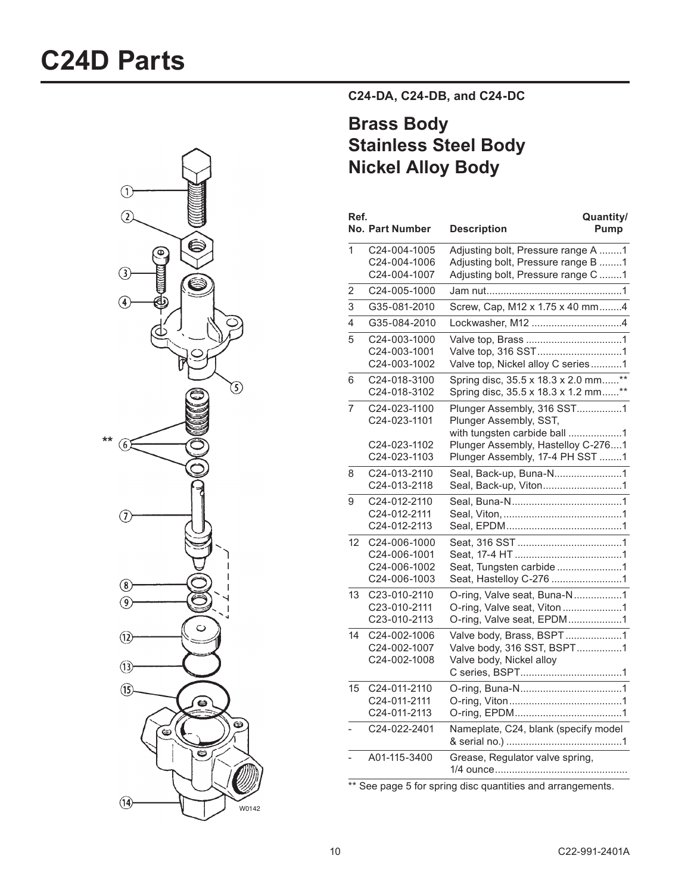# C24D Parts

**C24-DA, C24-DB, and C24-DC**

## Brass Body
## Stainless Steel Body
## Nickel Alloy Body

| Ref. No. | Part Number | Description | Quantity/ Pump |
|---|---|---|---|
| 1 | C24-004-1005 | Adjusting bolt, Pressure range A | 1 |
| | C24-004-1006 | Adjusting bolt, Pressure range B | 1 |
| | C24-004-1007 | Adjusting bolt, Pressure range C | 1 |
| 2 | C24-005-1000 | Jam nut | 1 |
| 3 | G35-081-2010 | Screw, Cap, M12 x 1.75 x 40 mm | 4 |
| 4 | G35-084-2010 | Lockwasher, M12 | 4 |
| 5 | C24-003-1000 | Valve top, Brass | 1 |
| | C24-003-1001 | Valve top, 316 SST | 1 |
| | C24-003-1002 | Valve top, Nickel alloy C series | 1 |
| 6 | C24-018-3100 | Spring disc, 35.5 x 18.3 x 2.0 mm | ** |
| | C24-018-3102 | Spring disc, 35.5 x 18.3 x 1.2 mm | ** |
| 7 | C24-023-1100 | Plunger Assembly, 316 SST | 1 |
| | C24-023-1101 | Plunger Assembly, SST, with tungsten carbide ball | 1 |
| | C24-023-1102 | Plunger Assembly, Hastelloy C-276 | 1 |
| | C24-023-1103 | Plunger Assembly, 17-4 PH SST | 1 |
| 8 | C24-013-2110 | Seal, Back-up, Buna-N | 1 |
| | C24-013-2118 | Seal, Back-up, Viton | 1 |
| 9 | C24-012-2110 | Seal, Buna-N | 1 |
| | C24-012-2111 | Seal, Viton, | 1 |
| | C24-012-2113 | Seal, EPDM | 1 |
| 12 | C24-006-1000 | Seat, 316 SST | 1 |
| | C24-006-1001 | Seat, 17-4 HT | 1 |
| | C24-006-1002 | Seat, Tungsten carbide | 1 |
| | C24-006-1003 | Seat, Hastelloy C-276 | 1 |
| 13 | C23-010-2110 | O-ring, Valve seat, Buna-N | 1 |
| | C23-010-2111 | O-ring, Valve seat, Viton | 1 |
| | C23-010-2113 | O-ring, Valve seat, EPDM | 1 |
| 14 | C24-002-1006 | Valve body, Brass, BSPT | 1 |
| | C24-002-1007 | Valve body, 316 SST, BSPT | 1 |
| | C24-002-1008 | Valve body, Nickel alloy C series, BSPT | 1 |
| 15 | C24-011-2110 | O-ring, Buna-N | 1 |
| | C24-011-2111 | O-ring, Viton | 1 |
| | C24-011-2113 | O-ring, EPDM | 1 |
| - | C24-022-2401 | Nameplate, C24, blank (specify model & serial no.) | 1 |
| - | A01-115-3400 | Grease, Regulator valve spring, 1/4 ounce | |

** See page 5 for spring disc quantities and arrangements.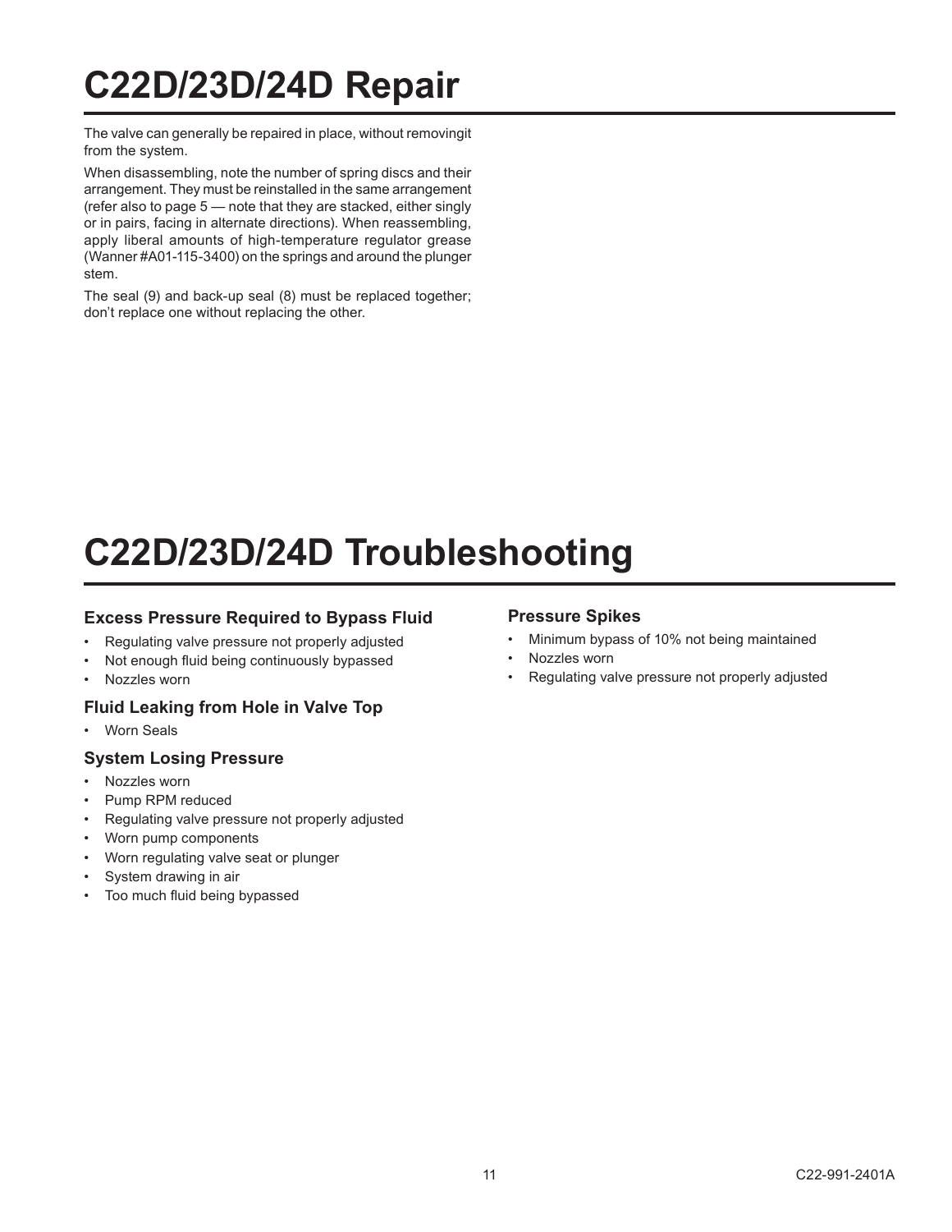# C22D/23D/24D Repair

The valve can generally be repaired in place, without removingit from the system.

When disassembling, note the number of spring discs and their arrangement. They must be reinstalled in the same arrangement (refer also to page 5 — note that they are stacked, either singly or in pairs, facing in alternate directions). When reassembling, apply liberal amounts of high-temperature regulator grease (Wanner #A01-115-3400) on the springs and around the plunger stem.

The seal (9) and back-up seal (8) must be replaced together; don't replace one without replacing the other.

# C22D/23D/24D Troubleshooting

### Excess Pressure Required to Bypass Fluid

- Regulating valve pressure not properly adjusted
- Not enough fluid being continuously bypassed
- Nozzles worn

### Fluid Leaking from Hole in Valve Top

- Worn Seals

### System Losing Pressure

- Nozzles worn
- Pump RPM reduced
- Regulating valve pressure not properly adjusted
- Worn pump components
- Worn regulating valve seat or plunger
- System drawing in air
- Too much fluid being bypassed

### Pressure Spikes

- Minimum bypass of 10% not being maintained
- Nozzles worn
- Regulating valve pressure not properly adjusted